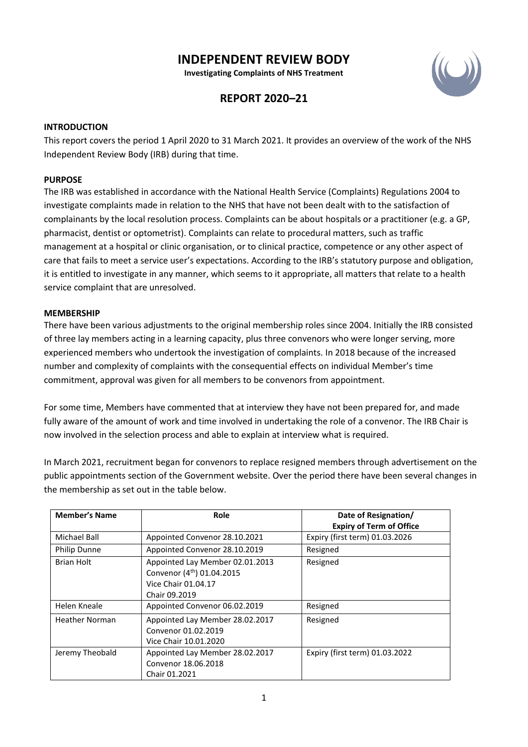# INDEPENDENT REVIEW BODY

**Investigating Complaints of NHS Treatment**

## REPORT 2020–21

### INTRODUCTION

This report covers the period 1 April 2020 to 31 March 2021. It provides an overview of the work of the NHS Independent Review Body (IRB) during that time.

### PURPOSE

The IRB was established in accordance with the National Health Service (Complaints) Regulations 2004 to investigate complaints made in relation to the NHS that have not been dealt with to the satisfaction of complainants by the local resolution process. Complaints can be about hospitals or a practitioner (e.g. a GP, pharmacist, dentist or optometrist). Complaints can relate to procedural matters, such as traffic management at a hospital or clinic organisation, or to clinical practice, competence or any other aspect of care that fails to meet a service user's expectations. According to the IRB's statutory purpose and obligation, it is entitled to investigate in any manner, which seems to it appropriate, all matters that relate to a health service complaint that are unresolved.

### MEMBERSHIP

There have been various adjustments to the original membership roles since 2004. Initially the IRB consisted of three lay members acting in a learning capacity, plus three convenors who were longer serving, more experienced members who undertook the investigation of complaints. In 2018 because of the increased number and complexity of complaints with the consequential effects on individual Member's time commitment, approval was given for all members to be convenors from appointment.

For some time, Members have commented that at interview they have not been prepared for, and made fully aware of the amount of work and time involved in undertaking the role of a convenor. The IRB Chair is now involved in the selection process and able to explain at interview what is required.

In March 2021, recruitment began for convenors to replace resigned members through advertisement on the public appointments section of the Government website. Over the period there have been several changes in the membership as set out in the table below.

| Member's Name | Role | Date of Resignation/ Expiry of Term of Office |
|---|---|---|
| Michael Ball | Appointed Convenor 28.10.2021 | Expiry (first term) 01.03.2026 |
| Philip Dunne | Appointed Convenor 28.10.2019 | Resigned |
| Brian Holt | Appointed Lay Member 02.01.2013<br>Convenor (4th) 01.04.2015<br>Vice Chair 01.04.17<br>Chair 09.2019 | Resigned |
| Helen Kneale | Appointed Convenor 06.02.2019 | Resigned |
| Heather Norman | Appointed Lay Member 28.02.2017<br>Convenor 01.02.2019<br>Vice Chair 10.01.2020 | Resigned |
| Jeremy Theobald | Appointed Lay Member 28.02.2017<br>Convenor 18.06.2018<br>Chair 01.2021 | Expiry (first term) 01.03.2022 |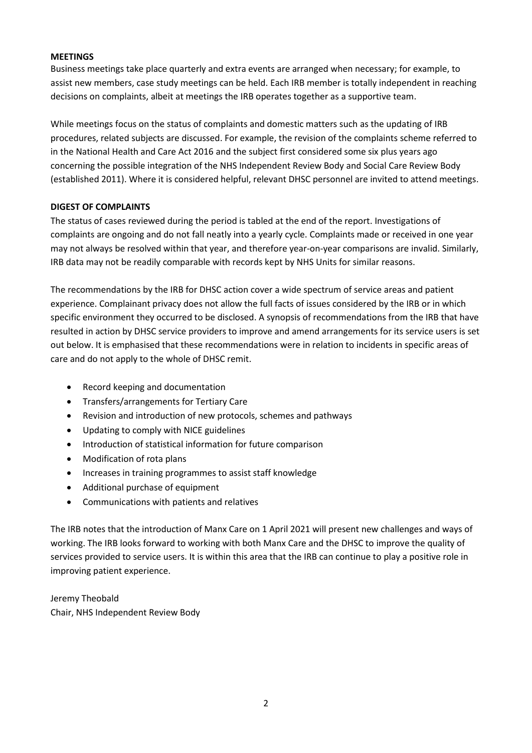## MEETINGS

Business meetings take place quarterly and extra events are arranged when necessary; for example, to assist new members, case study meetings can be held. Each IRB member is totally independent in reaching decisions on complaints, albeit at meetings the IRB operates together as a supportive team.

While meetings focus on the status of complaints and domestic matters such as the updating of IRB procedures, related subjects are discussed. For example, the revision of the complaints scheme referred to in the National Health and Care Act 2016 and the subject first considered some six plus years ago concerning the possible integration of the NHS Independent Review Body and Social Care Review Body (established 2011). Where it is considered helpful, relevant DHSC personnel are invited to attend meetings.

## DIGEST OF COMPLAINTS

The status of cases reviewed during the period is tabled at the end of the report. Investigations of complaints are ongoing and do not fall neatly into a yearly cycle. Complaints made or received in one year may not always be resolved within that year, and therefore year-on-year comparisons are invalid. Similarly, IRB data may not be readily comparable with records kept by NHS Units for similar reasons.

The recommendations by the IRB for DHSC action cover a wide spectrum of service areas and patient experience. Complainant privacy does not allow the full facts of issues considered by the IRB or in which specific environment they occurred to be disclosed. A synopsis of recommendations from the IRB that have resulted in action by DHSC service providers to improve and amend arrangements for its service users is set out below. It is emphasised that these recommendations were in relation to incidents in specific areas of care and do not apply to the whole of DHSC remit.

- Record keeping and documentation
- Transfers/arrangements for Tertiary Care
- Revision and introduction of new protocols, schemes and pathways
- Updating to comply with NICE guidelines
- Introduction of statistical information for future comparison
- Modification of rota plans
- Increases in training programmes to assist staff knowledge
- Additional purchase of equipment
- Communications with patients and relatives

The IRB notes that the introduction of Manx Care on 1 April 2021 will present new challenges and ways of working. The IRB looks forward to working with both Manx Care and the DHSC to improve the quality of services provided to service users. It is within this area that the IRB can continue to play a positive role in improving patient experience.

Jeremy Theobald
Chair, NHS Independent Review Body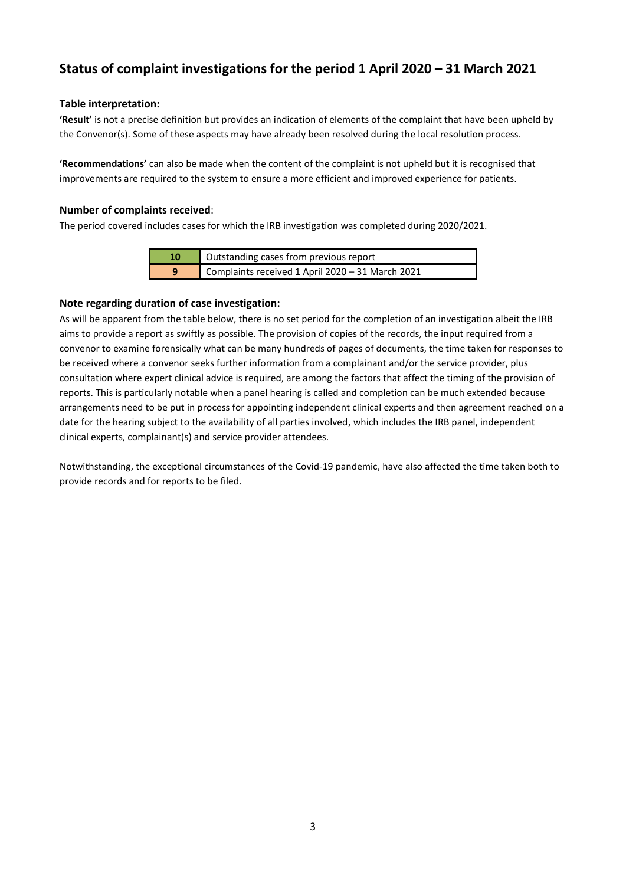## Status of complaint investigations for the period 1 April 2020 – 31 March 2021

### Table interpretation:

**'Result'** is not a precise definition but provides an indication of elements of the complaint that have been upheld by the Convenor(s). Some of these aspects may have already been resolved during the local resolution process.

**'Recommendations'** can also be made when the content of the complaint is not upheld but it is recognised that improvements are required to the system to ensure a more efficient and improved experience for patients.

### Number of complaints received:

The period covered includes cases for which the IRB investigation was completed during 2020/2021.

| | |
|---|---|
| **10** | Outstanding cases from previous report |
| **9** | Complaints received 1 April 2020 – 31 March 2021 |

### Note regarding duration of case investigation:

As will be apparent from the table below, there is no set period for the completion of an investigation albeit the IRB aims to provide a report as swiftly as possible. The provision of copies of the records, the input required from a convenor to examine forensically what can be many hundreds of pages of documents, the time taken for responses to be received where a convenor seeks further information from a complainant and/or the service provider, plus consultation where expert clinical advice is required, are among the factors that affect the timing of the provision of reports. This is particularly notable when a panel hearing is called and completion can be much extended because arrangements need to be put in process for appointing independent clinical experts and then agreement reached on a date for the hearing subject to the availability of all parties involved, which includes the IRB panel, independent clinical experts, complainant(s) and service provider attendees.

Notwithstanding, the exceptional circumstances of the Covid-19 pandemic, have also affected the time taken both to provide records and for reports to be filed.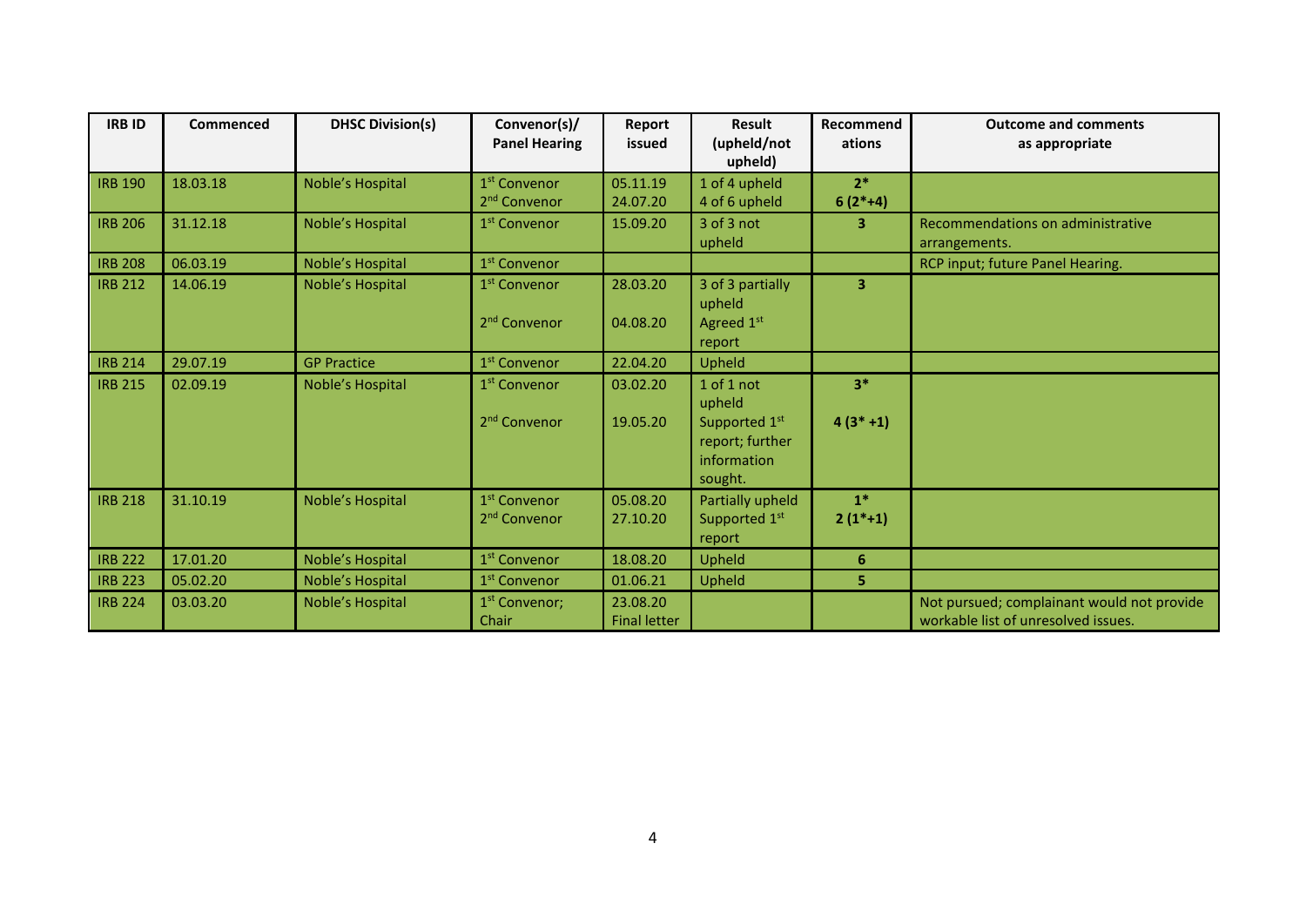| IRB ID | Commenced | DHSC Division(s) | Convenor(s)/ Panel Hearing | Report issued | Result (upheld/not upheld) | Recommendations | Outcome and comments as appropriate |
|---|---|---|---|---|---|---|---|
| IRB 190 | 18.03.18 | Noble's Hospital | 1st Convenor<br>2nd Convenor | 05.11.19<br>24.07.20 | 1 of 4 upheld<br>4 of 6 upheld | **2***<br>**6 (2*+4)** | |
| IRB 206 | 31.12.18 | Noble's Hospital | 1st Convenor | 15.09.20 | 3 of 3 not upheld | **3** | Recommendations on administrative arrangements. |
| IRB 208 | 06.03.19 | Noble's Hospital | 1st Convenor | | | | RCP input; future Panel Hearing. |
| IRB 212 | 14.06.19 | Noble's Hospital | 1st Convenor<br><br>2nd Convenor | 28.03.20<br><br>04.08.20 | 3 of 3 partially upheld<br>Agreed 1st report | **3** | |
| IRB 214 | 29.07.19 | GP Practice | 1st Convenor | 22.04.20 | Upheld | | |
| IRB 215 | 02.09.19 | Noble's Hospital | 1st Convenor<br><br>2nd Convenor | 03.02.20<br><br>19.05.20 | 1 of 1 not upheld<br>Supported 1st report; further information sought. | **3***<br><br>**4 (3* +1)** | |
| IRB 218 | 31.10.19 | Noble's Hospital | 1st Convenor<br>2nd Convenor | 05.08.20<br>27.10.20 | Partially upheld<br>Supported 1st report | **1***<br>**2 (1*+1)** | |
| IRB 222 | 17.01.20 | Noble's Hospital | 1st Convenor | 18.08.20 | Upheld | **6** | |
| IRB 223 | 05.02.20 | Noble's Hospital | 1st Convenor | 01.06.21 | Upheld | **5** | |
| IRB 224 | 03.03.20 | Noble's Hospital | 1st Convenor; Chair | 23.08.20 Final letter | | | Not pursued; complainant would not provide workable list of unresolved issues. |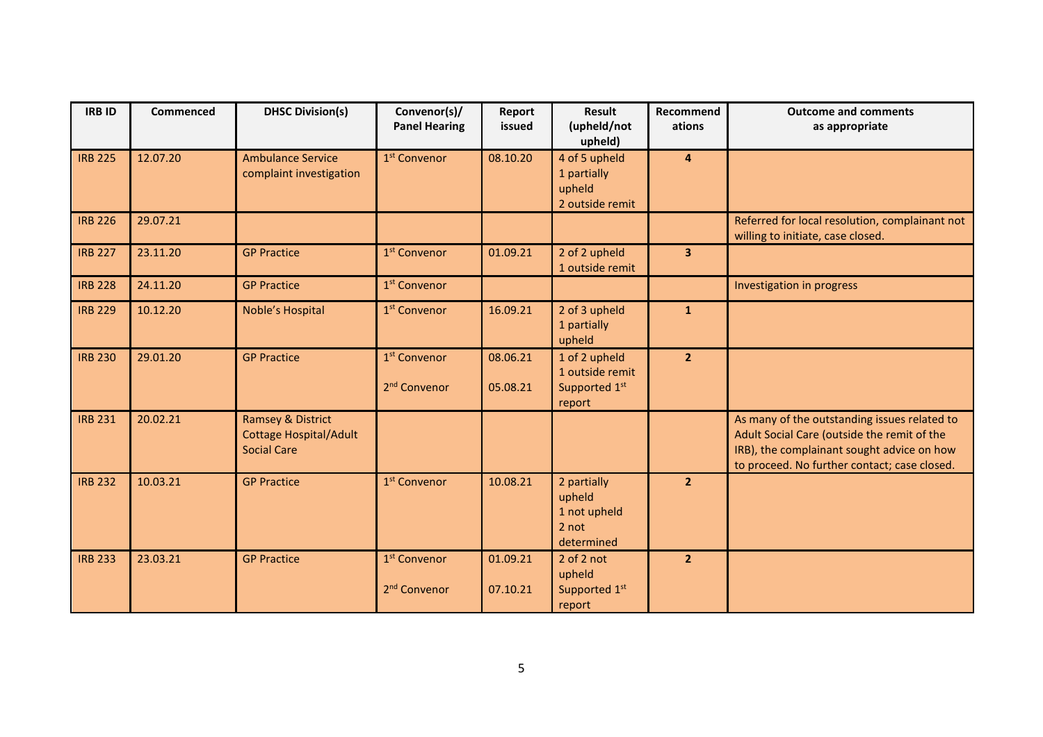| IRB ID | Commenced | DHSC Division(s) | Convenor(s)/ Panel Hearing | Report issued | Result (upheld/not upheld) | Recommendations | Outcome and comments as appropriate |
|---|---|---|---|---|---|---|---|
| IRB 225 | 12.07.20 | Ambulance Service complaint investigation | 1st Convenor | 08.10.20 | 4 of 5 upheld 1 partially upheld 2 outside remit | **4** | |
| IRB 226 | 29.07.21 | | | | | | Referred for local resolution, complainant not willing to initiate, case closed. |
| IRB 227 | 23.11.20 | GP Practice | 1st Convenor | 01.09.21 | 2 of 2 upheld 1 outside remit | **3** | |
| IRB 228 | 24.11.20 | GP Practice | 1st Convenor | | | | Investigation in progress |
| IRB 229 | 10.12.20 | Noble's Hospital | 1st Convenor | 16.09.21 | 2 of 3 upheld 1 partially upheld | **1** | |
| IRB 230 | 29.01.20 | GP Practice | 1st Convenor<br>2nd Convenor | 08.06.21<br>05.08.21 | 1 of 2 upheld 1 outside remit Supported 1st report | **2** | |
| IRB 231 | 20.02.21 | Ramsey & District Cottage Hospital/Adult Social Care | | | | | As many of the outstanding issues related to Adult Social Care (outside the remit of the IRB), the complainant sought advice on how to proceed. No further contact; case closed. |
| IRB 232 | 10.03.21 | GP Practice | 1st Convenor | 10.08.21 | 2 partially upheld 1 not upheld 2 not determined | **2** | |
| IRB 233 | 23.03.21 | GP Practice | 1st Convenor<br>2nd Convenor | 01.09.21<br>07.10.21 | 2 of 2 not upheld Supported 1st report | **2** | |